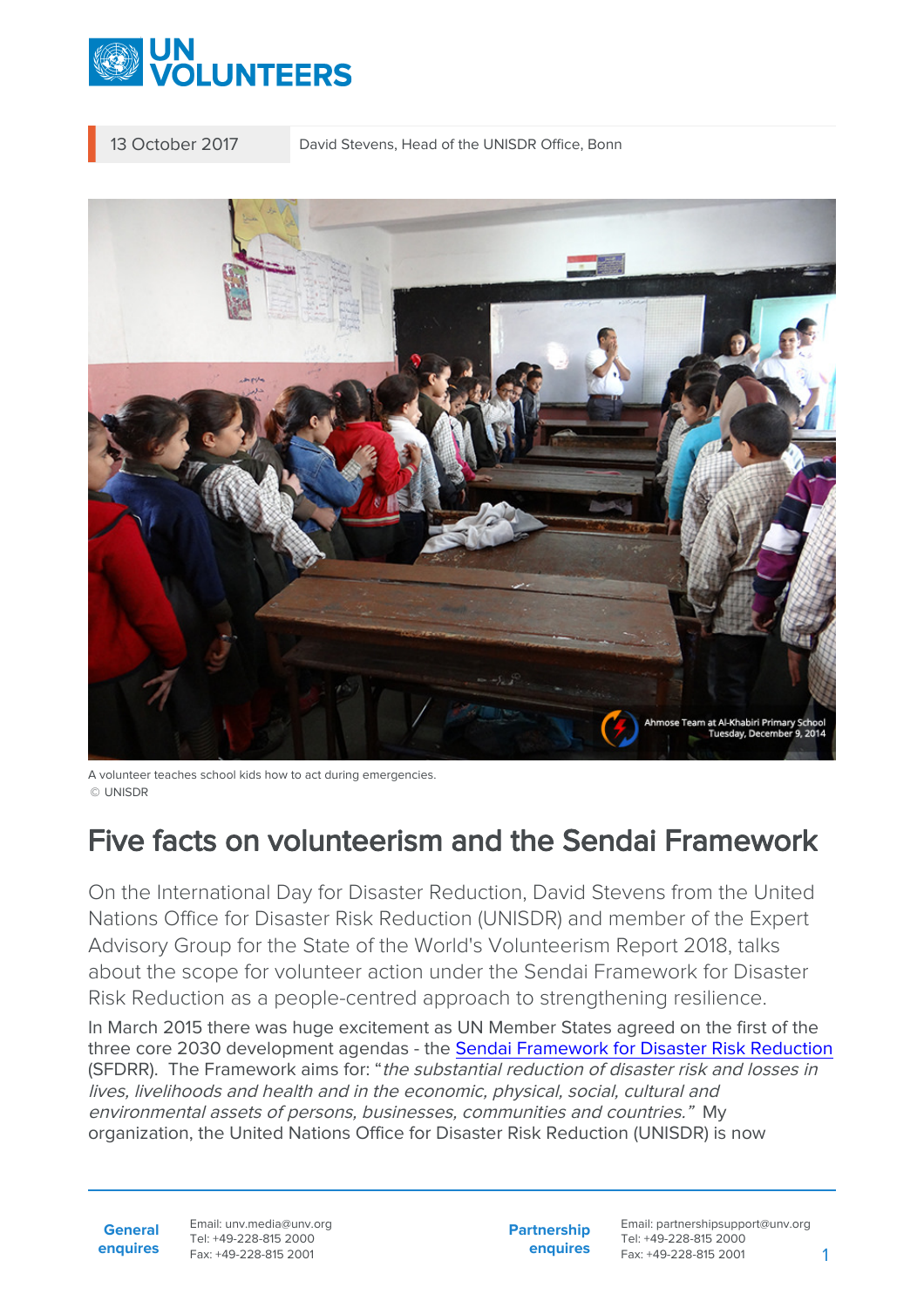# UN VOLUNTEERS

13 October 2017 | David Stevens, Head of the UNISDR Office, Bonn

A volunteer teaches school kids how to act during emergencies.
© UNISDR

## Five facts on volunteerism and the Sendai Framework

On the International Day for Disaster Reduction, David Stevens from the United Nations Office for Disaster Risk Reduction (UNISDR) and member of the Expert Advisory Group for the State of the World's Volunteerism Report 2018, talks about the scope for volunteer action under the Sendai Framework for Disaster Risk Reduction as a people-centred approach to strengthening resilience.

In March 2015 there was huge excitement as UN Member States agreed on the first of the three core 2030 development agendas - the [Sendai Framework for Disaster Risk Reduction](#) (SFDRR). The Framework aims for: "*the substantial reduction of disaster risk and losses in lives, livelihoods and health and in the economic, physical, social, cultural and environmental assets of persons, businesses, communities and countries.*" My organization, the United Nations Office for Disaster Risk Reduction (UNISDR) is now

**General enquires** Email: unv.media@unv.org Tel: +49-228-815 2000 Fax: +49-228-815 2001

**Partnership enquires** Email: partnershipsupport@unv.org Tel: +49-228-815 2000 Fax: +49-228-815 2001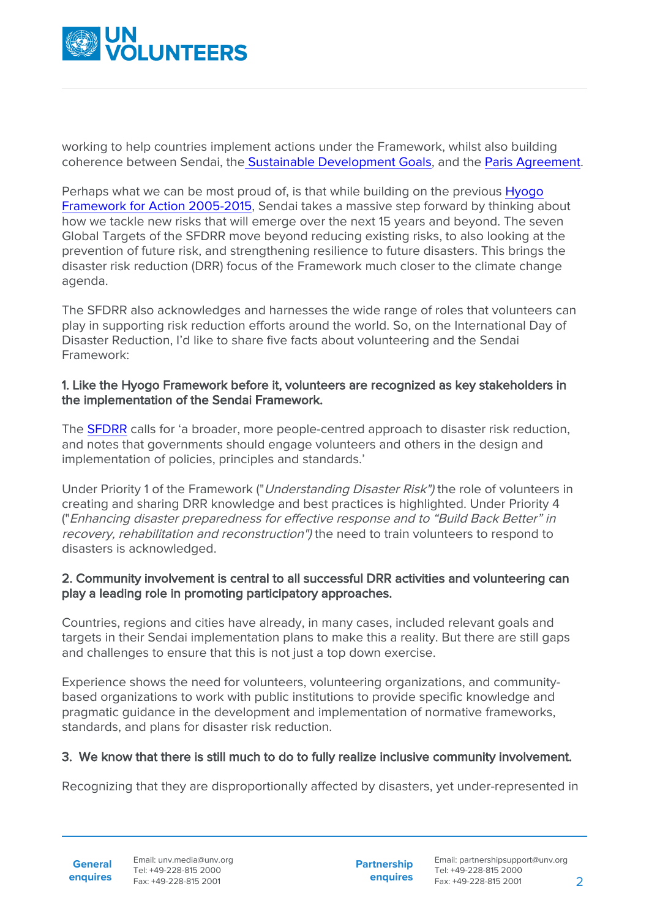working to help countries implement actions under the Framework, whilst also building coherence between Sendai, the Sustainable Development Goals, and the Paris Agreement.

Perhaps what we can be most proud of, is that while building on the previous Hyogo Framework for Action 2005-2015, Sendai takes a massive step forward by thinking about how we tackle new risks that will emerge over the next 15 years and beyond. The seven Global Targets of the SFDRR move beyond reducing existing risks, to also looking at the prevention of future risk, and strengthening resilience to future disasters. This brings the disaster risk reduction (DRR) focus of the Framework much closer to the climate change agenda.

The SFDRR also acknowledges and harnesses the wide range of roles that volunteers can play in supporting risk reduction efforts around the world. So, on the International Day of Disaster Reduction, I'd like to share five facts about volunteering and the Sendai Framework:

**1. Like the Hyogo Framework before it, volunteers are recognized as key stakeholders in the implementation of the Sendai Framework.**

The SFDRR calls for 'a broader, more people-centred approach to disaster risk reduction, and notes that governments should engage volunteers and others in the design and implementation of policies, principles and standards.'

Under Priority 1 of the Framework ("*Understanding Disaster Risk")* the role of volunteers in creating and sharing DRR knowledge and best practices is highlighted. Under Priority 4 ("*Enhancing disaster preparedness for effective response and to "Build Back Better" in recovery, rehabilitation and reconstruction")* the need to train volunteers to respond to disasters is acknowledged.

**2. Community involvement is central to all successful DRR activities and volunteering can play a leading role in promoting participatory approaches.**

Countries, regions and cities have already, in many cases, included relevant goals and targets in their Sendai implementation plans to make this a reality. But there are still gaps and challenges to ensure that this is not just a top down exercise.

Experience shows the need for volunteers, volunteering organizations, and community-based organizations to work with public institutions to provide specific knowledge and pragmatic guidance in the development and implementation of normative frameworks, standards, and plans for disaster risk reduction.

**3. We know that there is still much to do to fully realize inclusive community involvement.**

Recognizing that they are disproportionally affected by disasters, yet under-represented in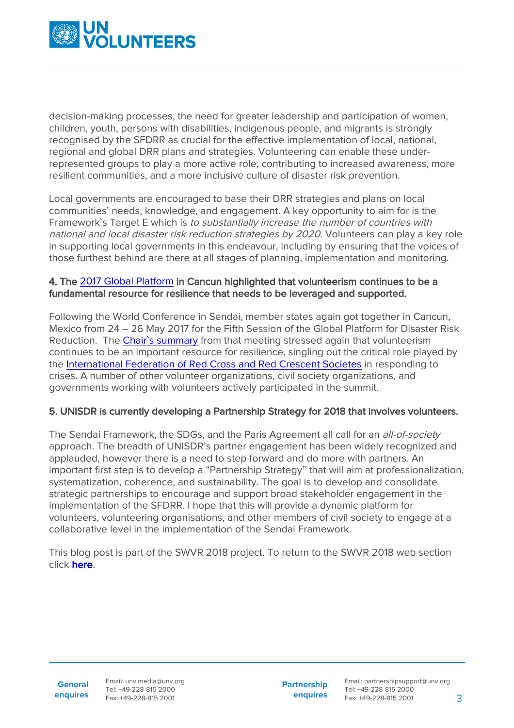decision-making processes, the need for greater leadership and participation of women, children, youth, persons with disabilities, indigenous people, and migrants is strongly recognised by the SFDRR as crucial for the effective implementation of local, national, regional and global DRR plans and strategies. Volunteering can enable these under-represented groups to play a more active role, contributing to increased awareness, more resilient communities, and a more inclusive culture of disaster risk prevention.

Local governments are encouraged to base their DRR strategies and plans on local communities' needs, knowledge, and engagement. A key opportunity to aim for is the Framework`s Target E which is *to substantially increase the number of countries with national and local disaster risk reduction strategies by 2020*. Volunteers can play a key role in supporting local governments in this endeavour, including by ensuring that the voices of those furthest behind are there at all stages of planning, implementation and monitoring.

**4. The 2017 Global Platform in Cancun highlighted that volunteerism continues to be a fundamental resource for resilience that needs to be leveraged and supported.**

Following the World Conference in Sendai, member states again got together in Cancun, Mexico from 24 – 26 May 2017 for the Fifth Session of the Global Platform for Disaster Risk Reduction. The Chair`s summary from that meeting stressed again that volunteerism continues to be an important resource for resilience, singling out the critical role played by the International Federation of Red Cross and Red Crescent Societes in responding to crises. A number of other volunteer organizations, civil society organizations, and governments working with volunteers actively participated in the summit.

**5. UNISDR is currently developing a Partnership Strategy for 2018 that involves volunteers.**

The Sendai Framework, the SDGs, and the Paris Agreement all call for an *all-of-society* approach. The breadth of UNISDR's partner engagement has been widely recognized and applauded, however there is a need to step forward and do more with partners. An important first step is to develop a "Partnership Strategy" that will aim at professionalization, systematization, coherence, and sustainability. The goal is to develop and consolidate strategic partnerships to encourage and support broad stakeholder engagement in the implementation of the SFDRR. I hope that this will provide a dynamic platform for volunteers, volunteering organisations, and other members of civil society to engage at a collaborative level in the implementation of the Sendai Framework.

This blog post is part of the SWVR 2018 project. To return to the SWVR 2018 web section click **here**.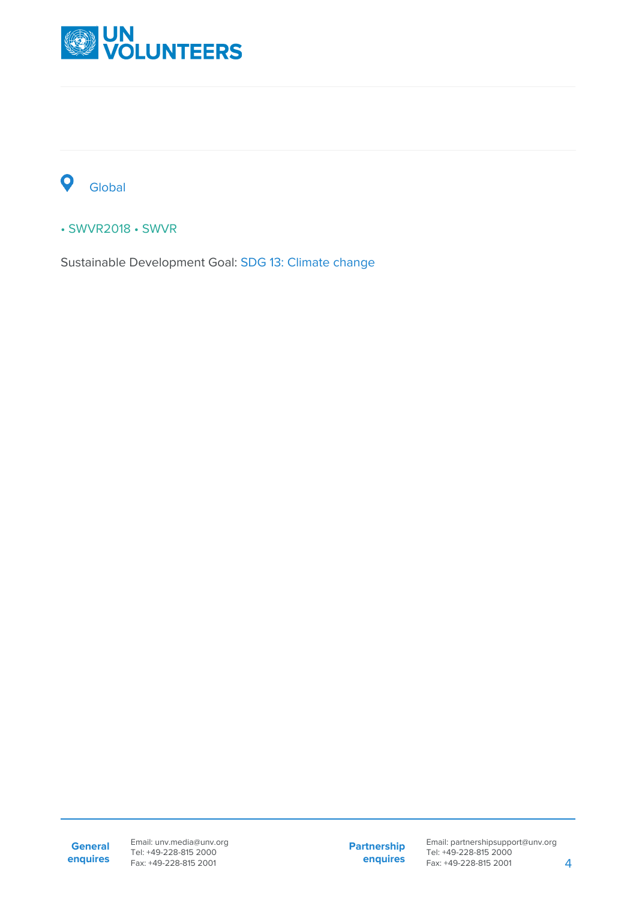Global

• SWVR2018 • SWVR

Sustainable Development Goal: SDG 13: Climate change